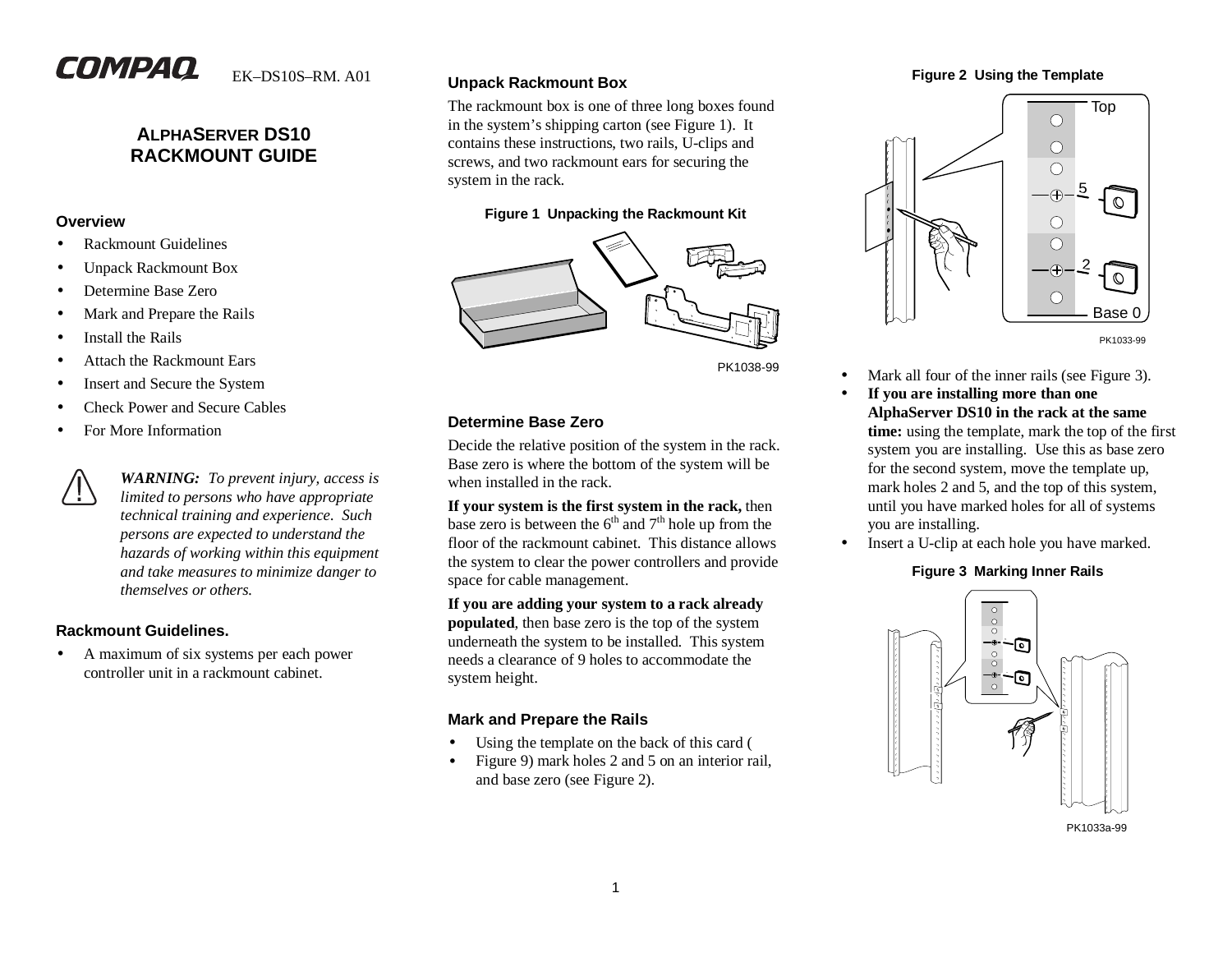COMPAQ EK–DS10S–RM. A01

# ALPHASERVER DS10 RACKMOUNT GUIDE

## Overview

- Rackmount Guidelines
- Unpack Rackmount Box
- Determine Base Zero
- Mark and Prepare the Rails
- Install the Rails
- Attach the Rackmount Ears
- Insert and Secure the System
- Check Power and Secure Cables
- For More Information

***WARNING:** To prevent injury, access is limited to persons who have appropriate technical training and experience. Such persons are expected to understand the hazards of working within this equipment and take measures to minimize danger to themselves or others.*

## Rackmount Guidelines.

- A maximum of six systems per each power controller unit in a rackmount cabinet.

## Unpack Rackmount Box

The rackmount box is one of three long boxes found in the system's shipping carton (see Figure 1). It contains these instructions, two rails, U-clips and screws, and two rackmount ears for securing the system in the rack.

**Figure 1 Unpacking the Rackmount Kit**

PK1038-99

## Determine Base Zero

Decide the relative position of the system in the rack. Base zero is where the bottom of the system will be when installed in the rack.

**If your system is the first system in the rack,** then base zero is between the 6th and 7th hole up from the floor of the rackmount cabinet. This distance allows the system to clear the power controllers and provide space for cable management.

**If you are adding your system to a rack already populated**, then base zero is the top of the system underneath the system to be installed. This system needs a clearance of 9 holes to accommodate the system height.

## Mark and Prepare the Rails

- Using the template on the back of this card (
- Figure 9) mark holes 2 and 5 on an interior rail, and base zero (see Figure 2).

**Figure 2 Using the Template**

PK1033-99

- Mark all four of the inner rails (see Figure 3).
- **If you are installing more than one AlphaServer DS10 in the rack at the same time:** using the template, mark the top of the first system you are installing. Use this as base zero for the second system, move the template up, mark holes 2 and 5, and the top of this system, until you have marked holes for all of systems you are installing.
- Insert a U-clip at each hole you have marked.

**Figure 3 Marking Inner Rails**

PK1033a-99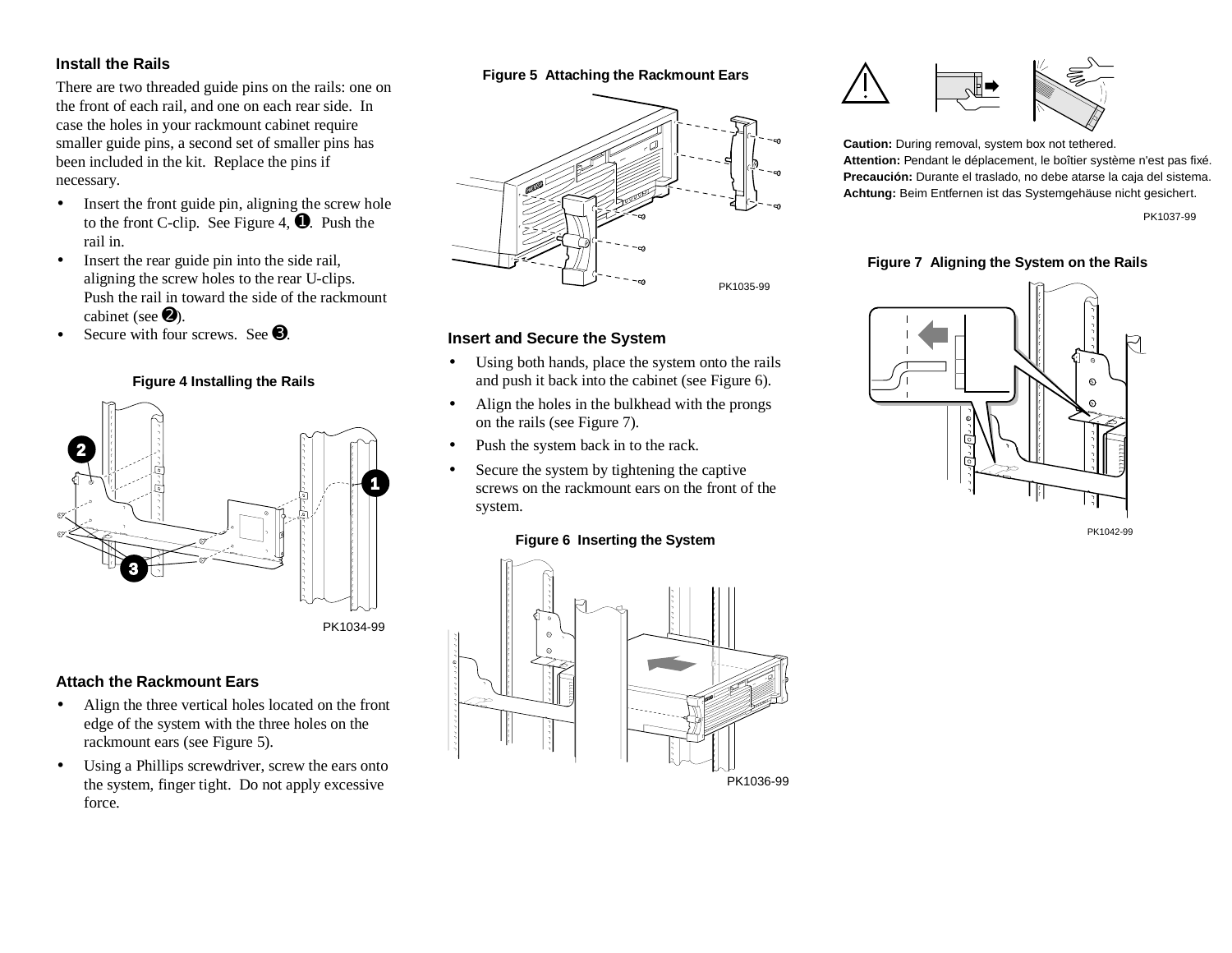## Install the Rails

There are two threaded guide pins on the rails: one on the front of each rail, and one on each rear side. In case the holes in your rackmount cabinet require smaller guide pins, a second set of smaller pins has been included in the kit. Replace the pins if necessary.

- Insert the front guide pin, aligning the screw hole to the front C-clip. See Figure 4, ➊. Push the rail in.
- Insert the rear guide pin into the side rail, aligning the screw holes to the rear U-clips. Push the rail in toward the side of the rackmount cabinet (see ➋).
- Secure with four screws. See ➌.

**Figure 4 Installing the Rails**

PK1034-99

## Attach the Rackmount Ears

- Align the three vertical holes located on the front edge of the system with the three holes on the rackmount ears (see Figure 5).
- Using a Phillips screwdriver, screw the ears onto the system, finger tight. Do not apply excessive force.

**Figure 5 Attaching the Rackmount Ears**

PK1035-99

## Insert and Secure the System

- Using both hands, place the system onto the rails and push it back into the cabinet (see Figure 6).
- Align the holes in the bulkhead with the prongs on the rails (see Figure 7).
- Push the system back in to the rack.
- Secure the system by tightening the captive screws on the rackmount ears on the front of the system.

**Figure 6 Inserting the System**

PK1036-99

**Caution:** During removal, system box not tethered.
**Attention:** Pendant le déplacement, le boîtier système n'est pas fixé.
**Precaución:** Durante el traslado, no debe atarse la caja del sistema.
**Achtung:** Beim Entfernen ist das Systemgehäuse nicht gesichert.

PK1037-99

**Figure 7 Aligning the System on the Rails**

PK1042-99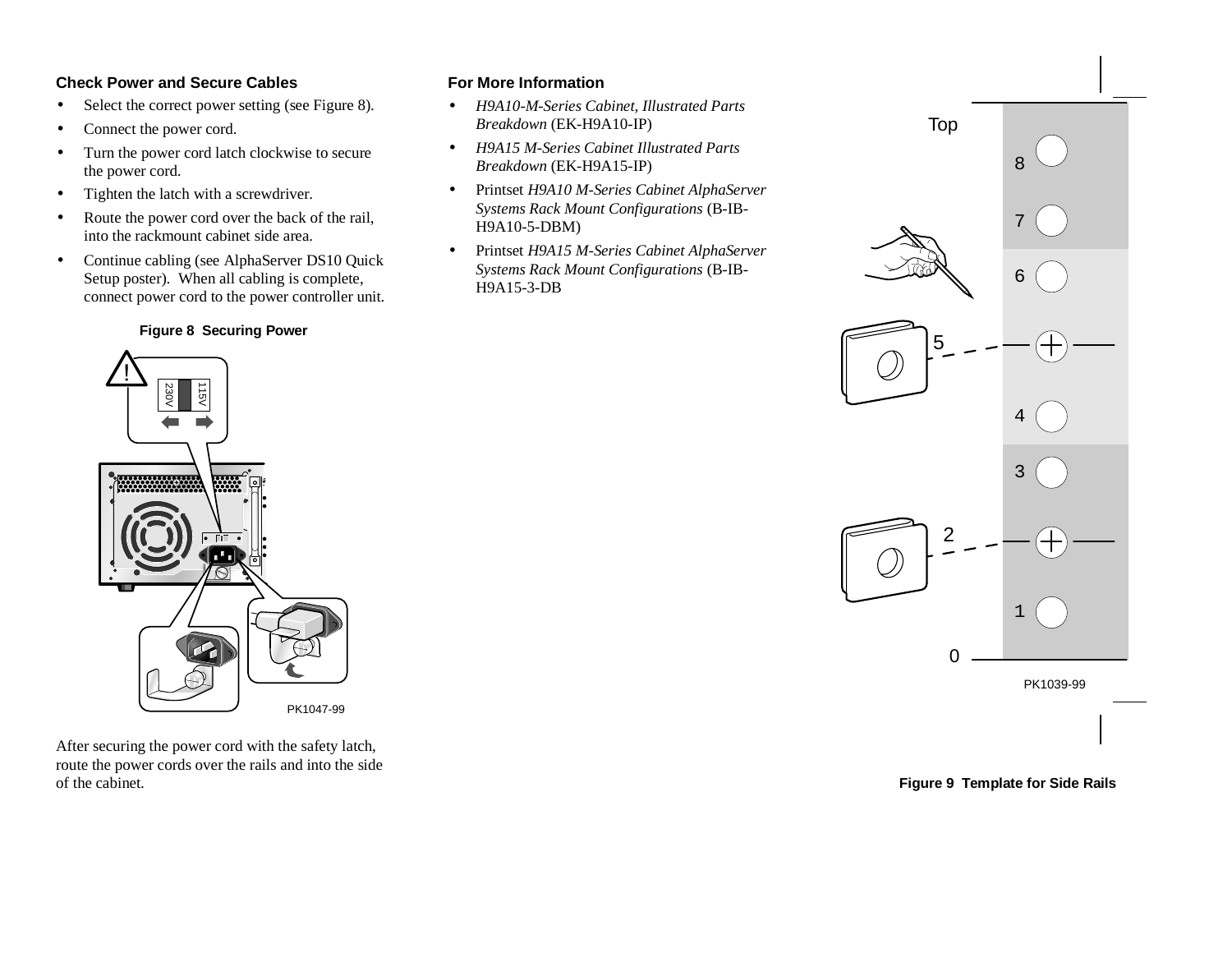### Check Power and Secure Cables

- Select the correct power setting (see Figure 8).
- Connect the power cord.
- Turn the power cord latch clockwise to secure the power cord.
- Tighten the latch with a screwdriver.
- Route the power cord over the back of the rail, into the rackmount cabinet side area.
- Continue cabling (see AlphaServer DS10 Quick Setup poster). When all cabling is complete, connect power cord to the power controller unit.

**Figure 8 Securing Power**

230V
115V
PK1047-99

After securing the power cord with the safety latch, route the power cords over the rails and into the side of the cabinet.

### For More Information

- *H9A10-M-Series Cabinet, Illustrated Parts Breakdown* (EK-H9A10-IP)
- *H9A15 M-Series Cabinet Illustrated Parts Breakdown* (EK-H9A15-IP)
- Printset *H9A10 M-Series Cabinet AlphaServer Systems Rack Mount Configurations* (B-IB-H9A10-5-DBM)
- Printset *H9A15 M-Series Cabinet AlphaServer Systems Rack Mount Configurations* (B-IB-H9A15-3-DB

Top
8
7
6
5
4
3
2
1
0
PK1039-99

**Figure 9 Template for Side Rails**